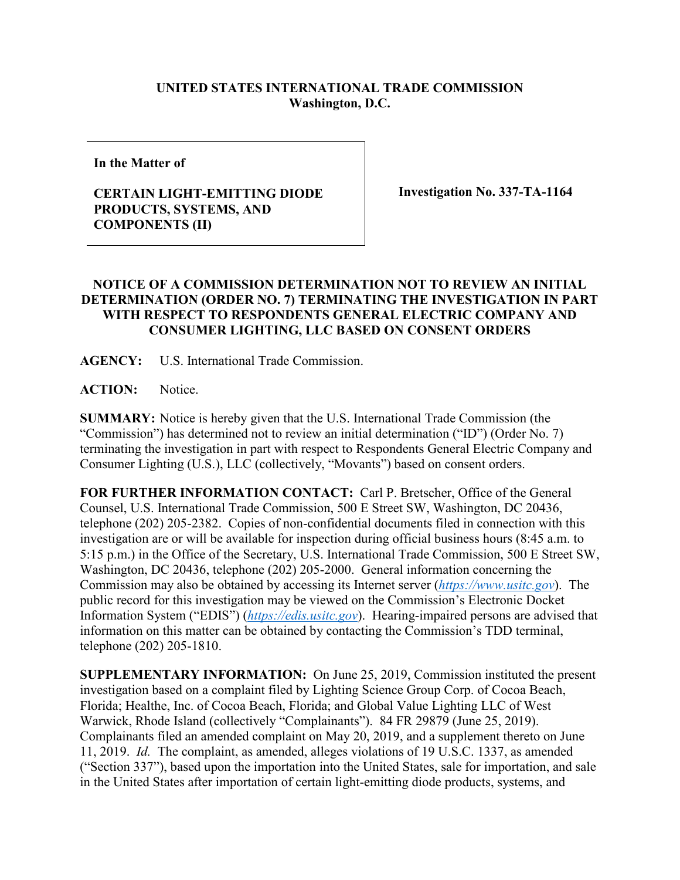**UNITED STATES INTERNATIONAL TRADE COMMISSION**
**Washington, D.C.**

**In the Matter of**

**CERTAIN LIGHT-EMITTING DIODE PRODUCTS, SYSTEMS, AND COMPONENTS (II)**

**Investigation No. 337-TA-1164**

**NOTICE OF A COMMISSION DETERMINATION NOT TO REVIEW AN INITIAL DETERMINATION (ORDER NO. 7) TERMINATING THE INVESTIGATION IN PART WITH RESPECT TO RESPONDENTS GENERAL ELECTRIC COMPANY AND CONSUMER LIGHTING, LLC BASED ON CONSENT ORDERS**

**AGENCY:** U.S. International Trade Commission.

**ACTION:** Notice.

**SUMMARY:** Notice is hereby given that the U.S. International Trade Commission (the "Commission") has determined not to review an initial determination ("ID") (Order No. 7) terminating the investigation in part with respect to Respondents General Electric Company and Consumer Lighting (U.S.), LLC (collectively, "Movants") based on consent orders.

**FOR FURTHER INFORMATION CONTACT:** Carl P. Bretscher, Office of the General Counsel, U.S. International Trade Commission, 500 E Street SW, Washington, DC 20436, telephone (202) 205-2382. Copies of non-confidential documents filed in connection with this investigation are or will be available for inspection during official business hours (8:45 a.m. to 5:15 p.m.) in the Office of the Secretary, U.S. International Trade Commission, 500 E Street SW, Washington, DC 20436, telephone (202) 205-2000. General information concerning the Commission may also be obtained by accessing its Internet server (*https://www.usitc.gov*). The public record for this investigation may be viewed on the Commission's Electronic Docket Information System ("EDIS") (*https://edis.usitc.gov*). Hearing-impaired persons are advised that information on this matter can be obtained by contacting the Commission's TDD terminal, telephone (202) 205-1810.

**SUPPLEMENTARY INFORMATION:** On June 25, 2019, Commission instituted the present investigation based on a complaint filed by Lighting Science Group Corp. of Cocoa Beach, Florida; Healthe, Inc. of Cocoa Beach, Florida; and Global Value Lighting LLC of West Warwick, Rhode Island (collectively "Complainants"). 84 FR 29879 (June 25, 2019). Complainants filed an amended complaint on May 20, 2019, and a supplement thereto on June 11, 2019. *Id.* The complaint, as amended, alleges violations of 19 U.S.C. 1337, as amended ("Section 337"), based upon the importation into the United States, sale for importation, and sale in the United States after importation of certain light-emitting diode products, systems, and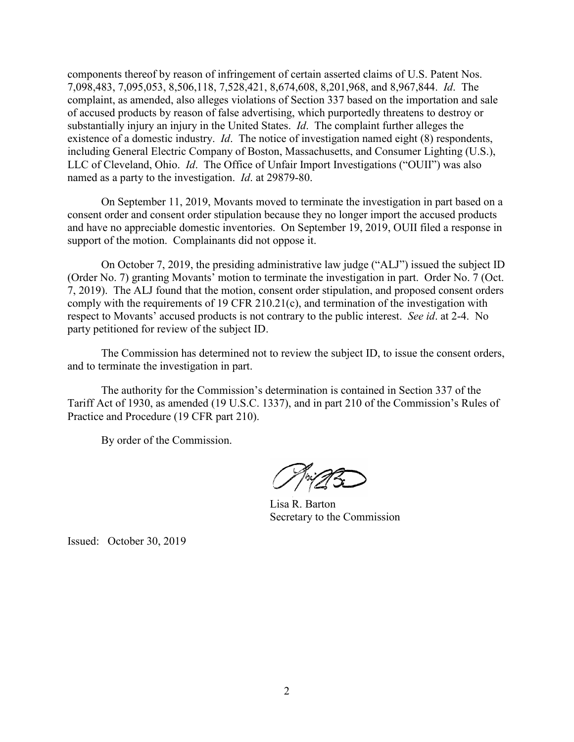components thereof by reason of infringement of certain asserted claims of U.S. Patent Nos. 7,098,483, 7,095,053, 8,506,118, 7,528,421, 8,674,608, 8,201,968, and 8,967,844. *Id*. The complaint, as amended, also alleges violations of Section 337 based on the importation and sale of accused products by reason of false advertising, which purportedly threatens to destroy or substantially injury an injury in the United States. *Id*. The complaint further alleges the existence of a domestic industry. *Id*. The notice of investigation named eight (8) respondents, including General Electric Company of Boston, Massachusetts, and Consumer Lighting (U.S.), LLC of Cleveland, Ohio. *Id*. The Office of Unfair Import Investigations ("OUII") was also named as a party to the investigation. *Id*. at 29879-80.

On September 11, 2019, Movants moved to terminate the investigation in part based on a consent order and consent order stipulation because they no longer import the accused products and have no appreciable domestic inventories. On September 19, 2019, OUII filed a response in support of the motion. Complainants did not oppose it.

On October 7, 2019, the presiding administrative law judge ("ALJ") issued the subject ID (Order No. 7) granting Movants' motion to terminate the investigation in part. Order No. 7 (Oct. 7, 2019). The ALJ found that the motion, consent order stipulation, and proposed consent orders comply with the requirements of 19 CFR 210.21(c), and termination of the investigation with respect to Movants' accused products is not contrary to the public interest. *See id*. at 2-4. No party petitioned for review of the subject ID.

The Commission has determined not to review the subject ID, to issue the consent orders, and to terminate the investigation in part.

The authority for the Commission's determination is contained in Section 337 of the Tariff Act of 1930, as amended (19 U.S.C. 1337), and in part 210 of the Commission's Rules of Practice and Procedure (19 CFR part 210).

By order of the Commission.

Lisa R. Barton
Secretary to the Commission

Issued: October 30, 2019